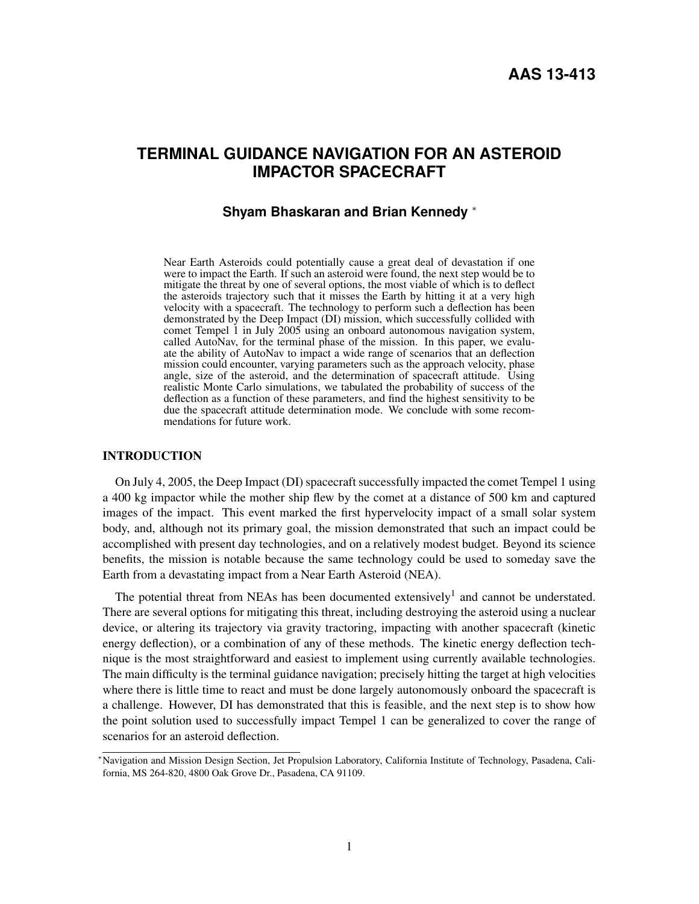AAS 13-413

# TERMINAL GUIDANCE NAVIGATION FOR AN ASTEROID IMPACTOR SPACECRAFT

**Shyam Bhaskaran and Brian Kennedy** *

Near Earth Asteroids could potentially cause a great deal of devastation if one were to impact the Earth. If such an asteroid were found, the next step would be to mitigate the threat by one of several options, the most viable of which is to deflect the asteroids trajectory such that it misses the Earth by hitting it at a very high velocity with a spacecraft. The technology to perform such a deflection has been demonstrated by the Deep Impact (DI) mission, which successfully collided with comet Tempel 1 in July 2005 using an onboard autonomous navigation system, called AutoNav, for the terminal phase of the mission. In this paper, we evaluate the ability of AutoNav to impact a wide range of scenarios that an deflection mission could encounter, varying parameters such as the approach velocity, phase angle, size of the asteroid, and the determination of spacecraft attitude. Using realistic Monte Carlo simulations, we tabulated the probability of success of the deflection as a function of these parameters, and find the highest sensitivity to be due the spacecraft attitude determination mode. We conclude with some recommendations for future work.

## INTRODUCTION

On July 4, 2005, the Deep Impact (DI) spacecraft successfully impacted the comet Tempel 1 using a 400 kg impactor while the mother ship flew by the comet at a distance of 500 km and captured images of the impact. This event marked the first hypervelocity impact of a small solar system body, and, although not its primary goal, the mission demonstrated that such an impact could be accomplished with present day technologies, and on a relatively modest budget. Beyond its science benefits, the mission is notable because the same technology could be used to someday save the Earth from a devastating impact from a Near Earth Asteroid (NEA).

The potential threat from NEAs has been documented extensively[1] and cannot be understated. There are several options for mitigating this threat, including destroying the asteroid using a nuclear device, or altering its trajectory via gravity tractoring, impacting with another spacecraft (kinetic energy deflection), or a combination of any of these methods. The kinetic energy deflection technique is the most straightforward and easiest to implement using currently available technologies. The main difficulty is the terminal guidance navigation; precisely hitting the target at high velocities where there is little time to react and must be done largely autonomously onboard the spacecraft is a challenge. However, DI has demonstrated that this is feasible, and the next step is to show how the point solution used to successfully impact Tempel 1 can be generalized to cover the range of scenarios for an asteroid deflection.

*Navigation and Mission Design Section, Jet Propulsion Laboratory, California Institute of Technology, Pasadena, California, MS 264-820, 4800 Oak Grove Dr., Pasadena, CA 91109.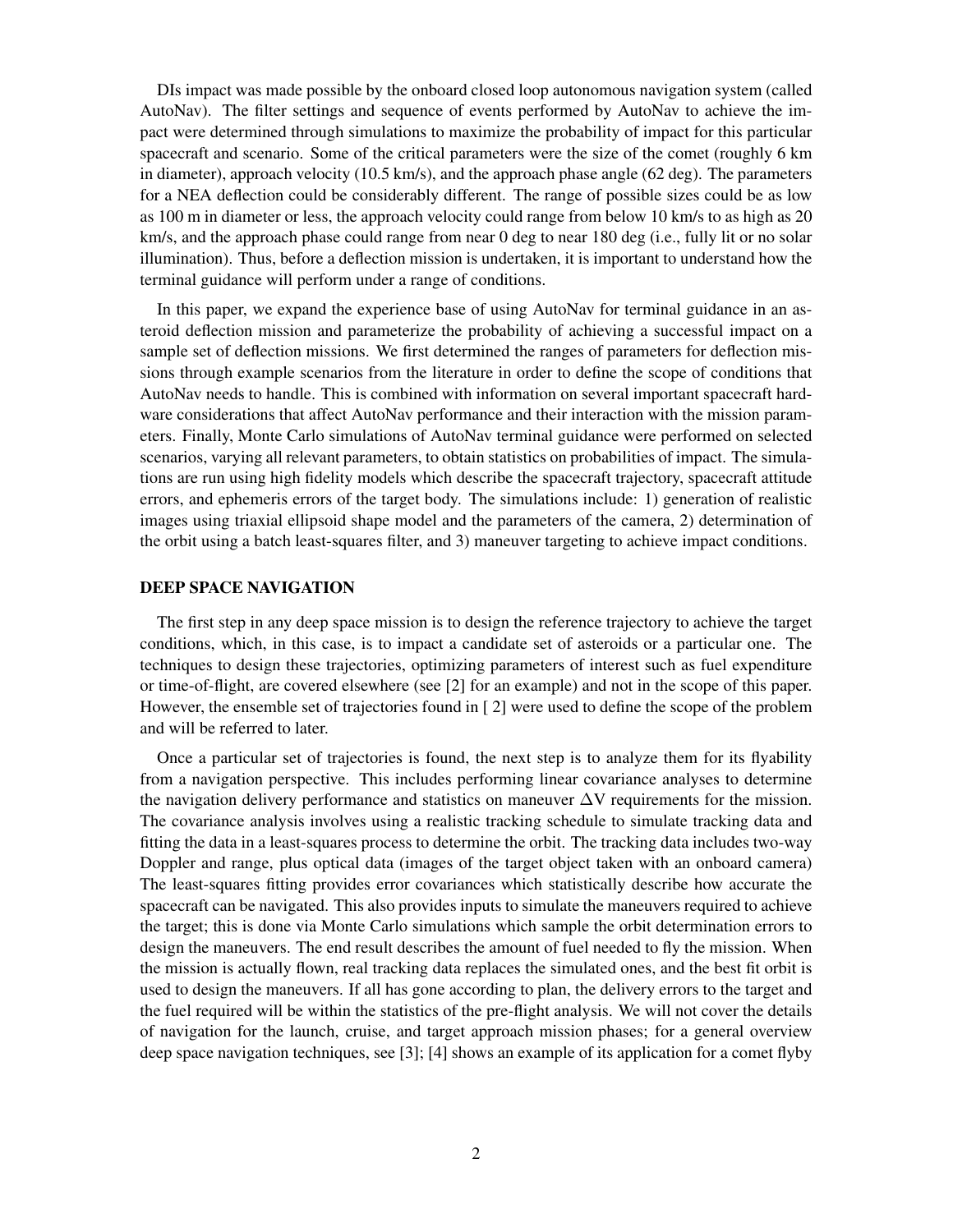DIs impact was made possible by the onboard closed loop autonomous navigation system (called AutoNav). The filter settings and sequence of events performed by AutoNav to achieve the impact were determined through simulations to maximize the probability of impact for this particular spacecraft and scenario. Some of the critical parameters were the size of the comet (roughly 6 km in diameter), approach velocity (10.5 km/s), and the approach phase angle (62 deg). The parameters for a NEA deflection could be considerably different. The range of possible sizes could be as low as 100 m in diameter or less, the approach velocity could range from below 10 km/s to as high as 20 km/s, and the approach phase could range from near 0 deg to near 180 deg (i.e., fully lit or no solar illumination). Thus, before a deflection mission is undertaken, it is important to understand how the terminal guidance will perform under a range of conditions.

In this paper, we expand the experience base of using AutoNav for terminal guidance in an asteroid deflection mission and parameterize the probability of achieving a successful impact on a sample set of deflection missions. We first determined the ranges of parameters for deflection missions through example scenarios from the literature in order to define the scope of conditions that AutoNav needs to handle. This is combined with information on several important spacecraft hardware considerations that affect AutoNav performance and their interaction with the mission parameters. Finally, Monte Carlo simulations of AutoNav terminal guidance were performed on selected scenarios, varying all relevant parameters, to obtain statistics on probabilities of impact. The simulations are run using high fidelity models which describe the spacecraft trajectory, spacecraft attitude errors, and ephemeris errors of the target body. The simulations include: 1) generation of realistic images using triaxial ellipsoid shape model and the parameters of the camera, 2) determination of the orbit using a batch least-squares filter, and 3) maneuver targeting to achieve impact conditions.

## DEEP SPACE NAVIGATION

The first step in any deep space mission is to design the reference trajectory to achieve the target conditions, which, in this case, is to impact a candidate set of asteroids or a particular one. The techniques to design these trajectories, optimizing parameters of interest such as fuel expenditure or time-of-flight, are covered elsewhere (see [2] for an example) and not in the scope of this paper. However, the ensemble set of trajectories found in [ 2] were used to define the scope of the problem and will be referred to later.

Once a particular set of trajectories is found, the next step is to analyze them for its flyability from a navigation perspective. This includes performing linear covariance analyses to determine the navigation delivery performance and statistics on maneuver $\Delta$V requirements for the mission. The covariance analysis involves using a realistic tracking schedule to simulate tracking data and fitting the data in a least-squares process to determine the orbit. The tracking data includes two-way Doppler and range, plus optical data (images of the target object taken with an onboard camera) The least-squares fitting provides error covariances which statistically describe how accurate the spacecraft can be navigated. This also provides inputs to simulate the maneuvers required to achieve the target; this is done via Monte Carlo simulations which sample the orbit determination errors to design the maneuvers. The end result describes the amount of fuel needed to fly the mission. When the mission is actually flown, real tracking data replaces the simulated ones, and the best fit orbit is used to design the maneuvers. If all has gone according to plan, the delivery errors to the target and the fuel required will be within the statistics of the pre-flight analysis. We will not cover the details of navigation for the launch, cruise, and target approach mission phases; for a general overview deep space navigation techniques, see [3]; [4] shows an example of its application for a comet flyby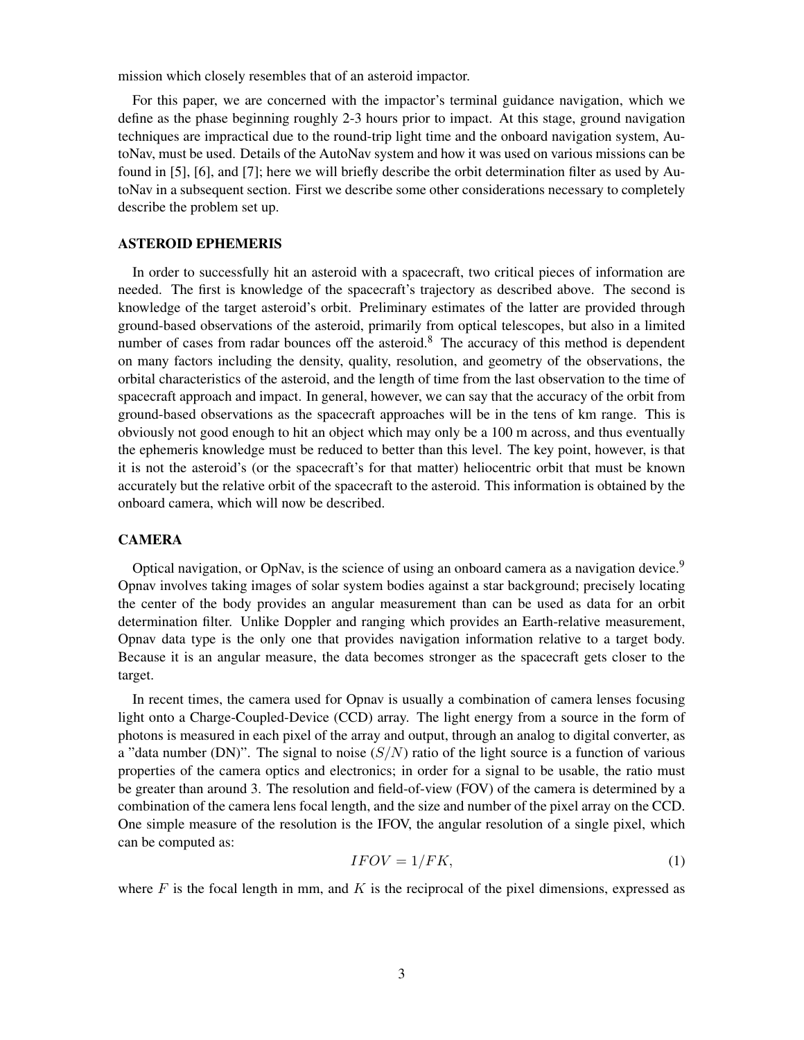mission which closely resembles that of an asteroid impactor.

For this paper, we are concerned with the impactor's terminal guidance navigation, which we define as the phase beginning roughly 2-3 hours prior to impact. At this stage, ground navigation techniques are impractical due to the round-trip light time and the onboard navigation system, AutoNav, must be used. Details of the AutoNav system and how it was used on various missions can be found in [5], [6], and [7]; here we will briefly describe the orbit determination filter as used by AutoNav in a subsequent section. First we describe some other considerations necessary to completely describe the problem set up.

### ASTEROID EPHEMERIS

In order to successfully hit an asteroid with a spacecraft, two critical pieces of information are needed. The first is knowledge of the spacecraft's trajectory as described above. The second is knowledge of the target asteroid's orbit. Preliminary estimates of the latter are provided through ground-based observations of the asteroid, primarily from optical telescopes, but also in a limited number of cases from radar bounces off the asteroid.[8] The accuracy of this method is dependent on many factors including the density, quality, resolution, and geometry of the observations, the orbital characteristics of the asteroid, and the length of time from the last observation to the time of spacecraft approach and impact. In general, however, we can say that the accuracy of the orbit from ground-based observations as the spacecraft approaches will be in the tens of km range. This is obviously not good enough to hit an object which may only be a 100 m across, and thus eventually the ephemeris knowledge must be reduced to better than this level. The key point, however, is that it is not the asteroid's (or the spacecraft's for that matter) heliocentric orbit that must be known accurately but the relative orbit of the spacecraft to the asteroid. This information is obtained by the onboard camera, which will now be described.

### CAMERA

Optical navigation, or OpNav, is the science of using an onboard camera as a navigation device.[9] Opnav involves taking images of solar system bodies against a star background; precisely locating the center of the body provides an angular measurement than can be used as data for an orbit determination filter. Unlike Doppler and ranging which provides an Earth-relative measurement, Opnav data type is the only one that provides navigation information relative to a target body. Because it is an angular measure, the data becomes stronger as the spacecraft gets closer to the target.

In recent times, the camera used for Opnav is usually a combination of camera lenses focusing light onto a Charge-Coupled-Device (CCD) array. The light energy from a source in the form of photons is measured in each pixel of the array and output, through an analog to digital converter, as a "data number (DN)". The signal to noise ($S/N$) ratio of the light source is a function of various properties of the camera optics and electronics; in order for a signal to be usable, the ratio must be greater than around 3. The resolution and field-of-view (FOV) of the camera is determined by a combination of the camera lens focal length, and the size and number of the pixel array on the CCD. One simple measure of the resolution is the IFOV, the angular resolution of a single pixel, which can be computed as:

$$IFOV = 1/FK, \tag{1}$$

where $F$ is the focal length in mm, and $K$ is the reciprocal of the pixel dimensions, expressed as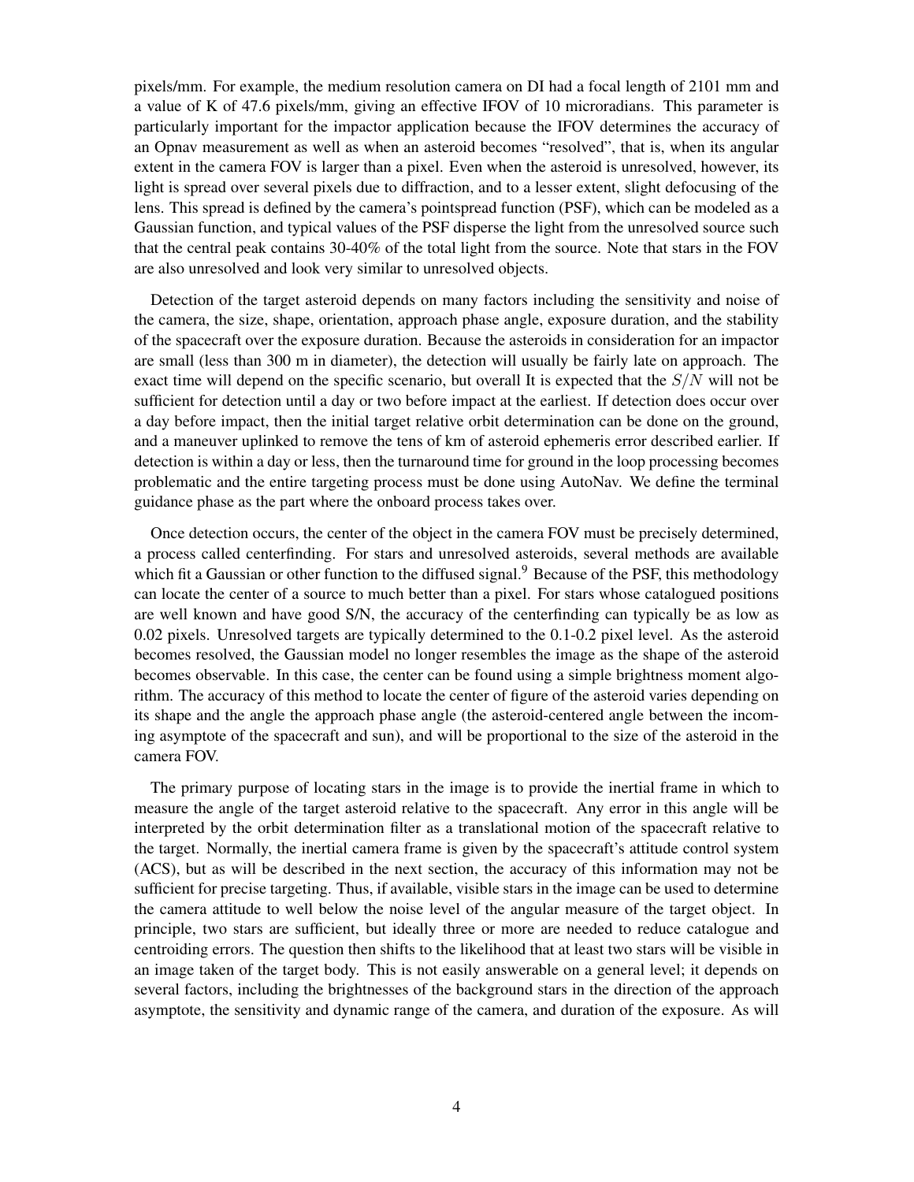pixels/mm. For example, the medium resolution camera on DI had a focal length of 2101 mm and a value of K of 47.6 pixels/mm, giving an effective IFOV of 10 microradians. This parameter is particularly important for the impactor application because the IFOV determines the accuracy of an Opnav measurement as well as when an asteroid becomes "resolved", that is, when its angular extent in the camera FOV is larger than a pixel. Even when the asteroid is unresolved, however, its light is spread over several pixels due to diffraction, and to a lesser extent, slight defocusing of the lens. This spread is defined by the camera's pointspread function (PSF), which can be modeled as a Gaussian function, and typical values of the PSF disperse the light from the unresolved source such that the central peak contains 30-40% of the total light from the source. Note that stars in the FOV are also unresolved and look very similar to unresolved objects.

Detection of the target asteroid depends on many factors including the sensitivity and noise of the camera, the size, shape, orientation, approach phase angle, exposure duration, and the stability of the spacecraft over the exposure duration. Because the asteroids in consideration for an impactor are small (less than 300 m in diameter), the detection will usually be fairly late on approach. The exact time will depend on the specific scenario, but overall It is expected that the $S/N$ will not be sufficient for detection until a day or two before impact at the earliest. If detection does occur over a day before impact, then the initial target relative orbit determination can be done on the ground, and a maneuver uplinked to remove the tens of km of asteroid ephemeris error described earlier. If detection is within a day or less, then the turnaround time for ground in the loop processing becomes problematic and the entire targeting process must be done using AutoNav. We define the terminal guidance phase as the part where the onboard process takes over.

Once detection occurs, the center of the object in the camera FOV must be precisely determined, a process called centerfinding. For stars and unresolved asteroids, several methods are available which fit a Gaussian or other function to the diffused signal.[9] Because of the PSF, this methodology can locate the center of a source to much better than a pixel. For stars whose catalogued positions are well known and have good S/N, the accuracy of the centerfinding can typically be as low as 0.02 pixels. Unresolved targets are typically determined to the 0.1-0.2 pixel level. As the asteroid becomes resolved, the Gaussian model no longer resembles the image as the shape of the asteroid becomes observable. In this case, the center can be found using a simple brightness moment algorithm. The accuracy of this method to locate the center of figure of the asteroid varies depending on its shape and the angle the approach phase angle (the asteroid-centered angle between the incoming asymptote of the spacecraft and sun), and will be proportional to the size of the asteroid in the camera FOV.

The primary purpose of locating stars in the image is to provide the inertial frame in which to measure the angle of the target asteroid relative to the spacecraft. Any error in this angle will be interpreted by the orbit determination filter as a translational motion of the spacecraft relative to the target. Normally, the inertial camera frame is given by the spacecraft's attitude control system (ACS), but as will be described in the next section, the accuracy of this information may not be sufficient for precise targeting. Thus, if available, visible stars in the image can be used to determine the camera attitude to well below the noise level of the angular measure of the target object. In principle, two stars are sufficient, but ideally three or more are needed to reduce catalogue and centroiding errors. The question then shifts to the likelihood that at least two stars will be visible in an image taken of the target body. This is not easily answerable on a general level; it depends on several factors, including the brightnesses of the background stars in the direction of the approach asymptote, the sensitivity and dynamic range of the camera, and duration of the exposure. As will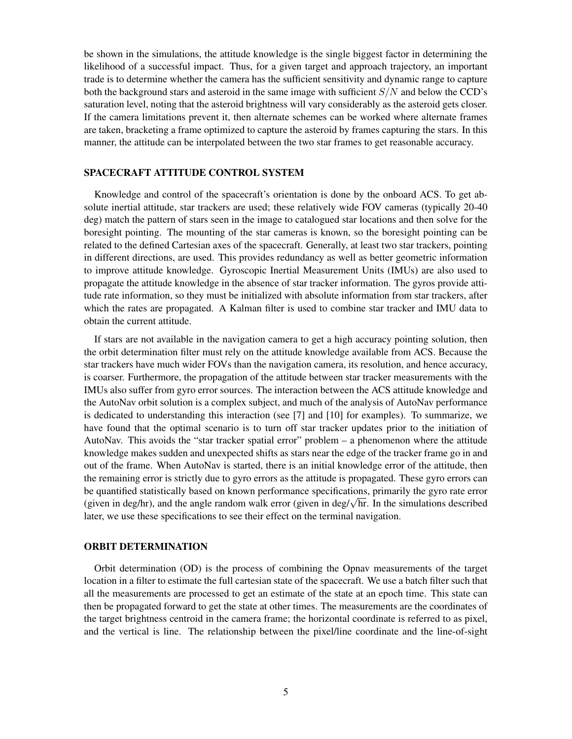be shown in the simulations, the attitude knowledge is the single biggest factor in determining the likelihood of a successful impact. Thus, for a given target and approach trajectory, an important trade is to determine whether the camera has the sufficient sensitivity and dynamic range to capture both the background stars and asteroid in the same image with sufficient $S/N$ and below the CCD's saturation level, noting that the asteroid brightness will vary considerably as the asteroid gets closer. If the camera limitations prevent it, then alternate schemes can be worked where alternate frames are taken, bracketing a frame optimized to capture the asteroid by frames capturing the stars. In this manner, the attitude can be interpolated between the two star frames to get reasonable accuracy.

## SPACECRAFT ATTITUDE CONTROL SYSTEM

Knowledge and control of the spacecraft's orientation is done by the onboard ACS. To get absolute inertial attitude, star trackers are used; these relatively wide FOV cameras (typically 20-40 deg) match the pattern of stars seen in the image to catalogued star locations and then solve for the boresight pointing. The mounting of the star cameras is known, so the boresight pointing can be related to the defined Cartesian axes of the spacecraft. Generally, at least two star trackers, pointing in different directions, are used. This provides redundancy as well as better geometric information to improve attitude knowledge. Gyroscopic Inertial Measurement Units (IMUs) are also used to propagate the attitude knowledge in the absence of star tracker information. The gyros provide attitude rate information, so they must be initialized with absolute information from star trackers, after which the rates are propagated. A Kalman filter is used to combine star tracker and IMU data to obtain the current attitude.

If stars are not available in the navigation camera to get a high accuracy pointing solution, then the orbit determination filter must rely on the attitude knowledge available from ACS. Because the star trackers have much wider FOVs than the navigation camera, its resolution, and hence accuracy, is coarser. Furthermore, the propagation of the attitude between star tracker measurements with the IMUs also suffer from gyro error sources. The interaction between the ACS attitude knowledge and the AutoNav orbit solution is a complex subject, and much of the analysis of AutoNav performance is dedicated to understanding this interaction (see [7] and [10] for examples). To summarize, we have found that the optimal scenario is to turn off star tracker updates prior to the initiation of AutoNav. This avoids the "star tracker spatial error" problem – a phenomenon where the attitude knowledge makes sudden and unexpected shifts as stars near the edge of the tracker frame go in and out of the frame. When AutoNav is started, there is an initial knowledge error of the attitude, then the remaining error is strictly due to gyro errors as the attitude is propagated. These gyro errors can be quantified statistically based on known performance specifications, primarily the gyro rate error (given in deg/hr), and the angle random walk error (given in deg/$\sqrt{\text{hr}}$. In the simulations described later, we use these specifications to see their effect on the terminal navigation.

## ORBIT DETERMINATION

Orbit determination (OD) is the process of combining the Opnav measurements of the target location in a filter to estimate the full cartesian state of the spacecraft. We use a batch filter such that all the measurements are processed to get an estimate of the state at an epoch time. This state can then be propagated forward to get the state at other times. The measurements are the coordinates of the target brightness centroid in the camera frame; the horizontal coordinate is referred to as pixel, and the vertical is line. The relationship between the pixel/line coordinate and the line-of-sight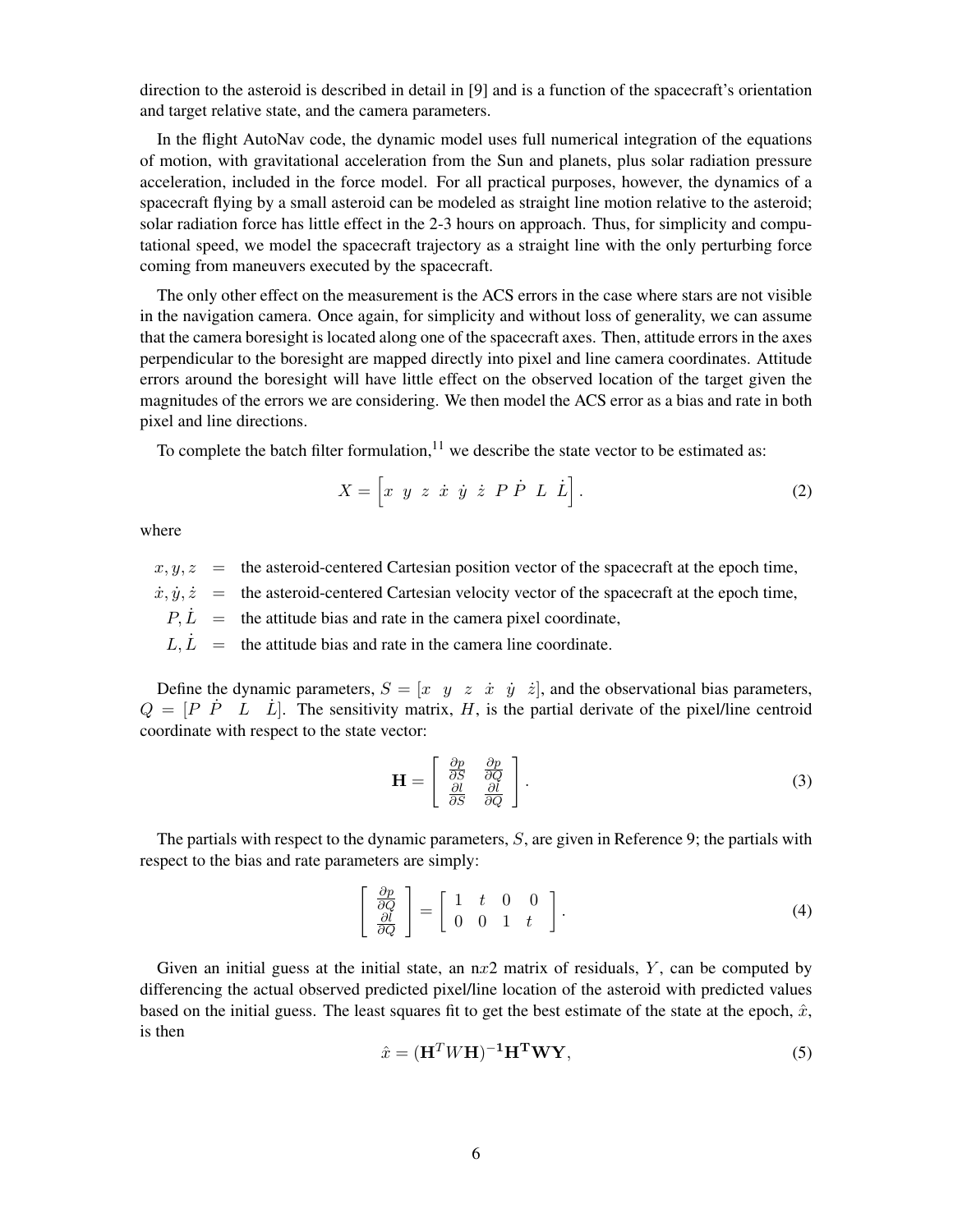direction to the asteroid is described in detail in [9] and is a function of the spacecraft's orientation and target relative state, and the camera parameters.

In the flight AutoNav code, the dynamic model uses full numerical integration of the equations of motion, with gravitational acceleration from the Sun and planets, plus solar radiation pressure acceleration, included in the force model. For all practical purposes, however, the dynamics of a spacecraft flying by a small asteroid can be modeled as straight line motion relative to the asteroid; solar radiation force has little effect in the 2-3 hours on approach. Thus, for simplicity and computational speed, we model the spacecraft trajectory as a straight line with the only perturbing force coming from maneuvers executed by the spacecraft.

The only other effect on the measurement is the ACS errors in the case where stars are not visible in the navigation camera. Once again, for simplicity and without loss of generality, we can assume that the camera boresight is located along one of the spacecraft axes. Then, attitude errors in the axes perpendicular to the boresight are mapped directly into pixel and line camera coordinates. Attitude errors around the boresight will have little effect on the observed location of the target given the magnitudes of the errors we are considering. We then model the ACS error as a bias and rate in both pixel and line directions.

To complete the batch filter formulation,[11] we describe the state vector to be estimated as:

$$X = \begin{bmatrix} x & y & z & \dot{x} & \dot{y} & \dot{z} & P \, \dot{P} & L & \dot{L} \end{bmatrix}. \tag{2}$$

where

$x, y, z$ = the asteroid-centered Cartesian position vector of the spacecraft at the epoch time,

$\dot{x}, \dot{y}, \dot{z}$ = the asteroid-centered Cartesian velocity vector of the spacecraft at the epoch time,

$P, \dot{L}$ = the attitude bias and rate in the camera pixel coordinate,

$L, \dot{L}$ = the attitude bias and rate in the camera line coordinate.

Define the dynamic parameters, $S = [x \;\; y \;\; z \;\; \dot{x} \;\; \dot{y} \;\; \dot{z}]$, and the observational bias parameters, $Q = [P \;\; \dot{P} \;\; L \;\; \dot{L}]$. The sensitivity matrix, $H$, is the partial derivate of the pixel/line centroid coordinate with respect to the state vector:

$$\mathbf{H} = \begin{bmatrix} \frac{\partial p}{\partial S} & \frac{\partial p}{\partial Q} \\ \frac{\partial l}{\partial S} & \frac{\partial l}{\partial Q} \end{bmatrix}. \tag{3}$$

The partials with respect to the dynamic parameters, $S$, are given in Reference 9; the partials with respect to the bias and rate parameters are simply:

$$\begin{bmatrix} \frac{\partial p}{\partial Q} \\ \frac{\partial l}{\partial Q} \end{bmatrix} = \begin{bmatrix} 1 & t & 0 & 0 \\ 0 & 0 & 1 & t \end{bmatrix}. \tag{4}$$

Given an initial guess at the initial state, an n$x$2 matrix of residuals, $Y$, can be computed by differencing the actual observed predicted pixel/line location of the asteroid with predicted values based on the initial guess. The least squares fit to get the best estimate of the state at the epoch, $\hat{x}$, is then

$$\hat{x} = (\mathbf{H}^T W \mathbf{H})^{-1} \mathbf{H^T W Y}, \tag{5}$$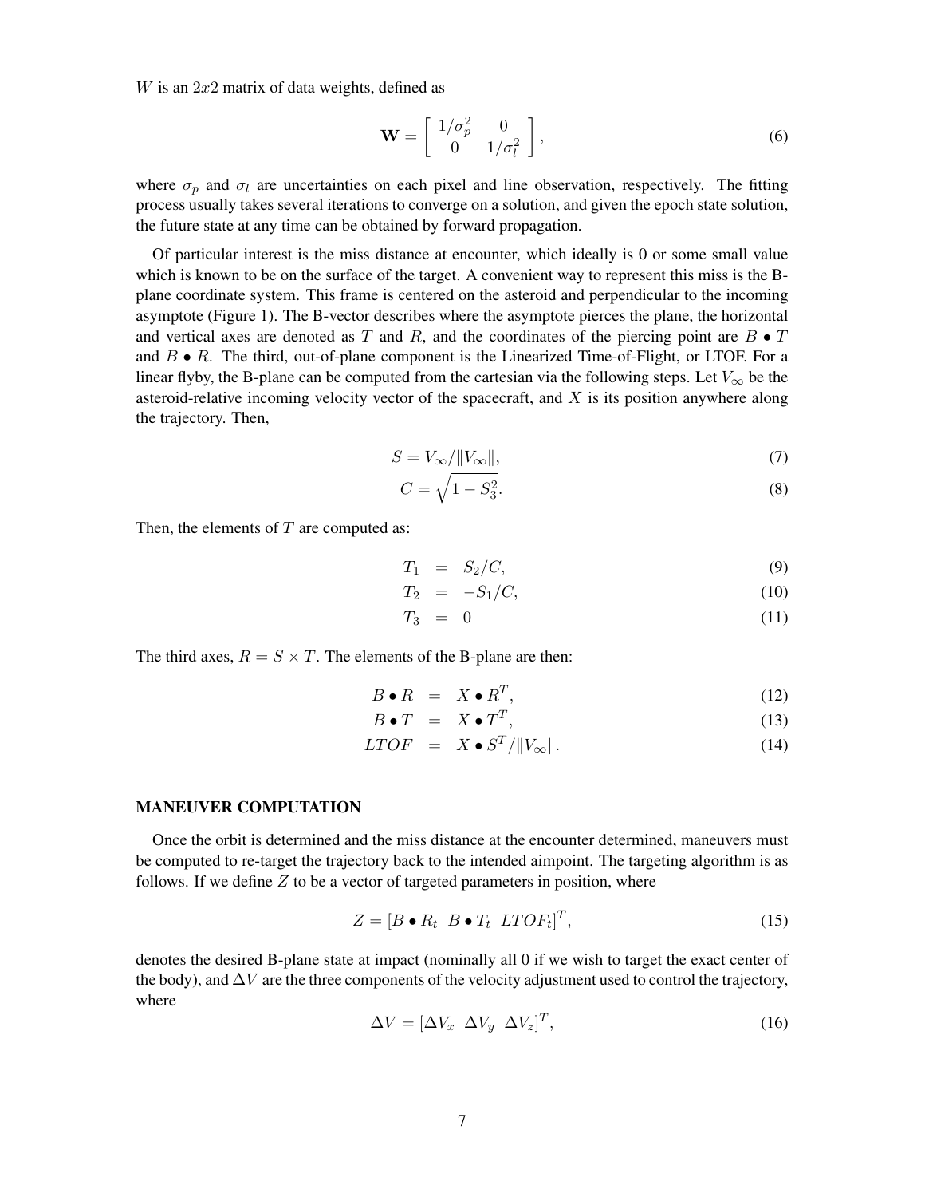$W$ is an $2x2$ matrix of data weights, defined as

$$\mathbf{W} = \begin{bmatrix} 1/\sigma_p^2 & 0 \\ 0 & 1/\sigma_l^2 \end{bmatrix}, \tag{6}$$

where $\sigma_p$ and $\sigma_l$ are uncertainties on each pixel and line observation, respectively. The fitting process usually takes several iterations to converge on a solution, and given the epoch state solution, the future state at any time can be obtained by forward propagation.

Of particular interest is the miss distance at encounter, which ideally is 0 or some small value which is known to be on the surface of the target. A convenient way to represent this miss is the B-plane coordinate system. This frame is centered on the asteroid and perpendicular to the incoming asymptote (Figure 1). The B-vector describes where the asymptote pierces the plane, the horizontal and vertical axes are denoted as $T$ and $R$, and the coordinates of the piercing point are $B \bullet T$ and $B \bullet R$. The third, out-of-plane component is the Linearized Time-of-Flight, or LTOF. For a linear flyby, the B-plane can be computed from the cartesian via the following steps. Let $V_\infty$ be the asteroid-relative incoming velocity vector of the spacecraft, and $X$ is its position anywhere along the trajectory. Then,

$$S = V_\infty / \|V_\infty\|, \tag{7}$$

$$C = \sqrt{1 - S_3^2}. \tag{8}$$

Then, the elements of $T$ are computed as:

$$T_1 = S_2/C, \tag{9}$$

$$T_2 = -S_1/C, \tag{10}$$

$$T_3 = 0 \tag{11}$$

The third axes, $R = S \times T$. The elements of the B-plane are then:

$$B \bullet R = X \bullet R^T, \tag{12}$$

$$B \bullet T = X \bullet T^T, \tag{13}$$

$$LTOF = X \bullet S^T / \|V_\infty\|. \tag{14}$$

## MANEUVER COMPUTATION

Once the orbit is determined and the miss distance at the encounter determined, maneuvers must be computed to re-target the trajectory back to the intended aimpoint. The targeting algorithm is as follows. If we define $Z$ to be a vector of targeted parameters in position, where

$$Z = [B \bullet R_t \;\; B \bullet T_t \;\; LTOF_t]^T, \tag{15}$$

denotes the desired B-plane state at impact (nominally all 0 if we wish to target the exact center of the body), and $\Delta V$ are the three components of the velocity adjustment used to control the trajectory, where

$$\Delta V = [\Delta V_x \;\; \Delta V_y \;\; \Delta V_z]^T, \tag{16}$$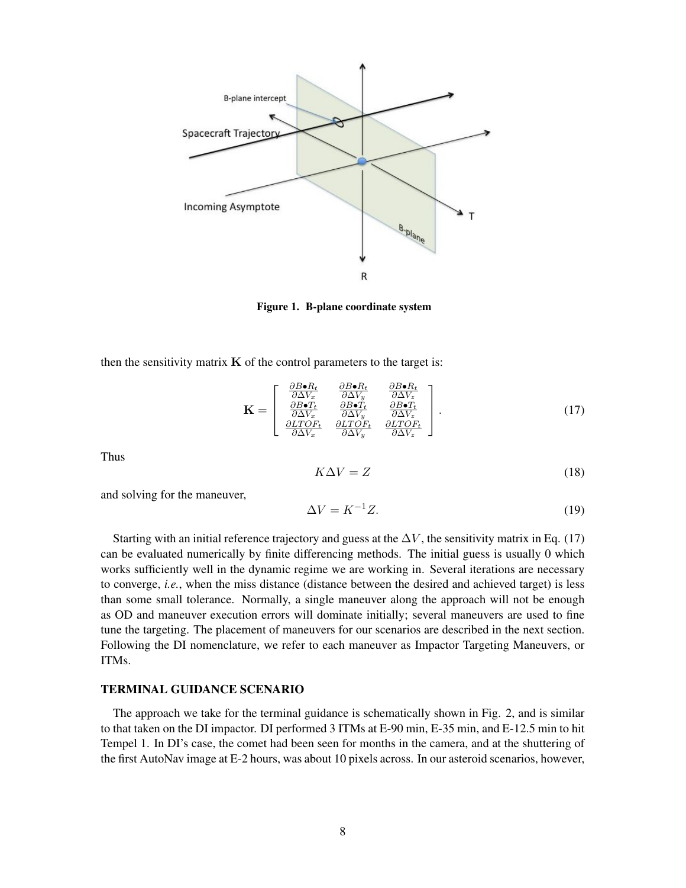Figure 1. B-plane coordinate system

then the sensitivity matrix $\mathbf{K}$ of the control parameters to the target is:

$$\mathbf{K} = \begin{bmatrix} \frac{\partial B \bullet R_t}{\partial \Delta V_x} & \frac{\partial B \bullet R_t}{\partial \Delta V_y} & \frac{\partial B \bullet R_t}{\partial \Delta V_z} \\ \frac{\partial B \bullet T_t}{\partial \Delta V_x} & \frac{\partial B \bullet T_t}{\partial \Delta V_y} & \frac{\partial B \bullet T_t}{\partial \Delta V_z} \\ \frac{\partial LTOF_t}{\partial \Delta V_x} & \frac{\partial LTOF_t}{\partial \Delta V_y} & \frac{\partial LTOF_t}{\partial \Delta V_z} \end{bmatrix}. \tag{17}$$

Thus

$$K \Delta V = Z \tag{18}$$

and solving for the maneuver,

$$\Delta V = K^{-1} Z. \tag{19}$$

Starting with an initial reference trajectory and guess at the $\Delta V$, the sensitivity matrix in Eq. (17) can be evaluated numerically by finite differencing methods. The initial guess is usually 0 which works sufficiently well in the dynamic regime we are working in. Several iterations are necessary to converge, *i.e.*, when the miss distance (distance between the desired and achieved target) is less than some small tolerance. Normally, a single maneuver along the approach will not be enough as OD and maneuver execution errors will dominate initially; several maneuvers are used to fine tune the targeting. The placement of maneuvers for our scenarios are described in the next section. Following the DI nomenclature, we refer to each maneuver as Impactor Targeting Maneuvers, or ITMs.

## TERMINAL GUIDANCE SCENARIO

The approach we take for the terminal guidance is schematically shown in Fig. 2, and is similar to that taken on the DI impactor. DI performed 3 ITMs at E-90 min, E-35 min, and E-12.5 min to hit Tempel 1. In DI's case, the comet had been seen for months in the camera, and at the shuttering of the first AutoNav image at E-2 hours, was about 10 pixels across. In our asteroid scenarios, however,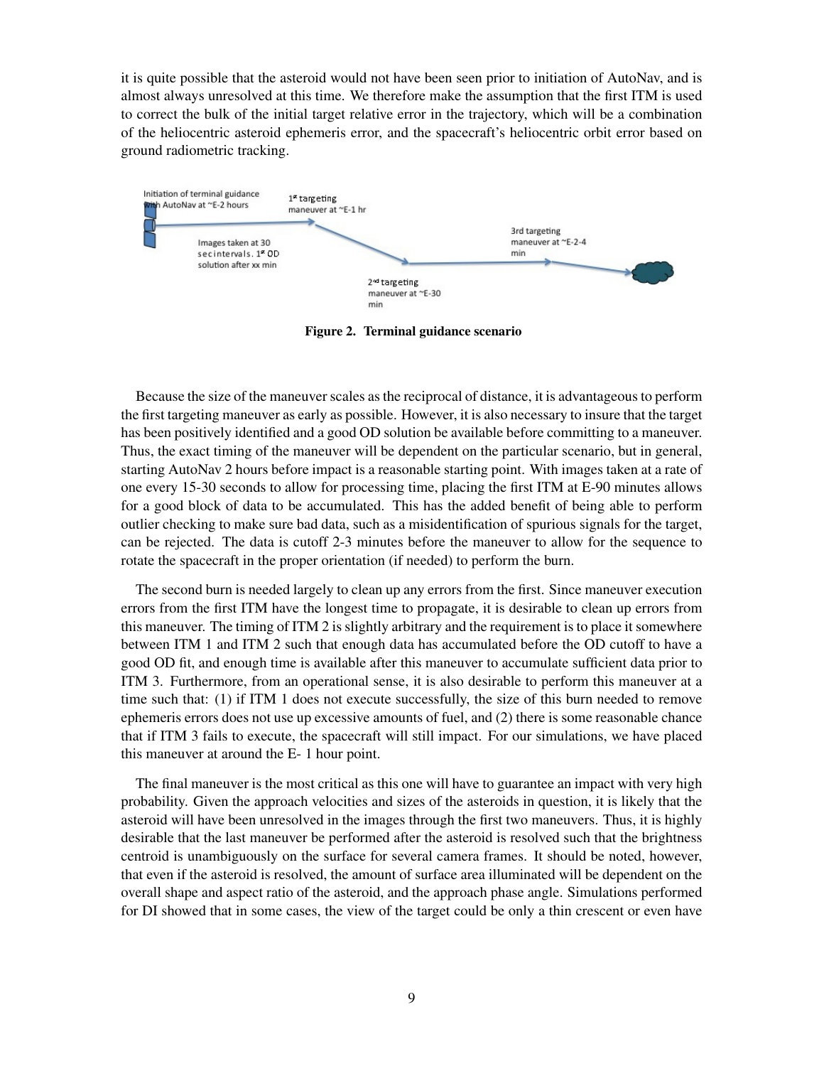it is quite possible that the asteroid would not have been seen prior to initiation of AutoNav, and is almost always unresolved at this time. We therefore make the assumption that the first ITM is used to correct the bulk of the initial target relative error in the trajectory, which will be a combination of the heliocentric asteroid ephemeris error, and the spacecraft's heliocentric orbit error based on ground radiometric tracking.

Initiation of terminal guidance with AutoNav at ~E-2 hours

1st targeting maneuver at ~E-1 hr

Images taken at 30 sec intervals. 1st OD solution after xx min

2nd targeting maneuver at ~E-30 min

3rd targeting maneuver at ~E-2-4 min

**Figure 2. Terminal guidance scenario**

Because the size of the maneuver scales as the reciprocal of distance, it is advantageous to perform the first targeting maneuver as early as possible. However, it is also necessary to insure that the target has been positively identified and a good OD solution be available before committing to a maneuver. Thus, the exact timing of the maneuver will be dependent on the particular scenario, but in general, starting AutoNav 2 hours before impact is a reasonable starting point. With images taken at a rate of one every 15-30 seconds to allow for processing time, placing the first ITM at E-90 minutes allows for a good block of data to be accumulated. This has the added benefit of being able to perform outlier checking to make sure bad data, such as a misidentification of spurious signals for the target, can be rejected. The data is cutoff 2-3 minutes before the maneuver to allow for the sequence to rotate the spacecraft in the proper orientation (if needed) to perform the burn.

The second burn is needed largely to clean up any errors from the first. Since maneuver execution errors from the first ITM have the longest time to propagate, it is desirable to clean up errors from this maneuver. The timing of ITM 2 is slightly arbitrary and the requirement is to place it somewhere between ITM 1 and ITM 2 such that enough data has accumulated before the OD cutoff to have a good OD fit, and enough time is available after this maneuver to accumulate sufficient data prior to ITM 3. Furthermore, from an operational sense, it is also desirable to perform this maneuver at a time such that: (1) if ITM 1 does not execute successfully, the size of this burn needed to remove ephemeris errors does not use up excessive amounts of fuel, and (2) there is some reasonable chance that if ITM 3 fails to execute, the spacecraft will still impact. For our simulations, we have placed this maneuver at around the E- 1 hour point.

The final maneuver is the most critical as this one will have to guarantee an impact with very high probability. Given the approach velocities and sizes of the asteroids in question, it is likely that the asteroid will have been unresolved in the images through the first two maneuvers. Thus, it is highly desirable that the last maneuver be performed after the asteroid is resolved such that the brightness centroid is unambiguously on the surface for several camera frames. It should be noted, however, that even if the asteroid is resolved, the amount of surface area illuminated will be dependent on the overall shape and aspect ratio of the asteroid, and the approach phase angle. Simulations performed for DI showed that in some cases, the view of the target could be only a thin crescent or even have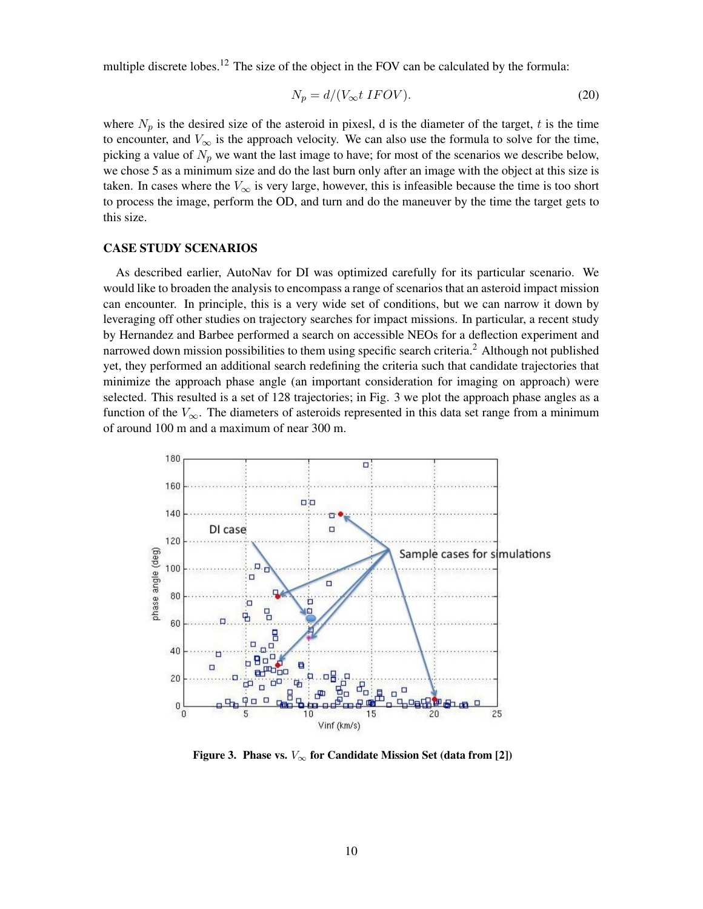multiple discrete lobes.[12] The size of the object in the FOV can be calculated by the formula:

$$N_p = d/(V_\infty t\ IFOV). \tag{20}$$

where $N_p$ is the desired size of the asteroid in pixesl, d is the diameter of the target, $t$ is the time to encounter, and $V_\infty$ is the approach velocity. We can also use the formula to solve for the time, picking a value of $N_p$ we want the last image to have; for most of the scenarios we describe below, we chose 5 as a minimum size and do the last burn only after an image with the object at this size is taken. In cases where the $V_\infty$ is very large, however, this is infeasible because the time is too short to process the image, perform the OD, and turn and do the maneuver by the time the target gets to this size.

## CASE STUDY SCENARIOS

As described earlier, AutoNav for DI was optimized carefully for its particular scenario. We would like to broaden the analysis to encompass a range of scenarios that an asteroid impact mission can encounter. In principle, this is a very wide set of conditions, but we can narrow it down by leveraging off other studies on trajectory searches for impact missions. In particular, a recent study by Hernandez and Barbee performed a search on accessible NEOs for a deflection experiment and narrowed down mission possibilities to them using specific search criteria.[2] Although not published yet, they performed an additional search redefining the criteria such that candidate trajectories that minimize the approach phase angle (an important consideration for imaging on approach) were selected. This resulted is a set of 128 trajectories; in Fig. 3 we plot the approach phase angles as a function of the $V_\infty$. The diameters of asteroids represented in this data set range from a minimum of around 100 m and a maximum of near 300 m.

**Figure 3. Phase vs. $V_\infty$ for Candidate Mission Set (data from [2])**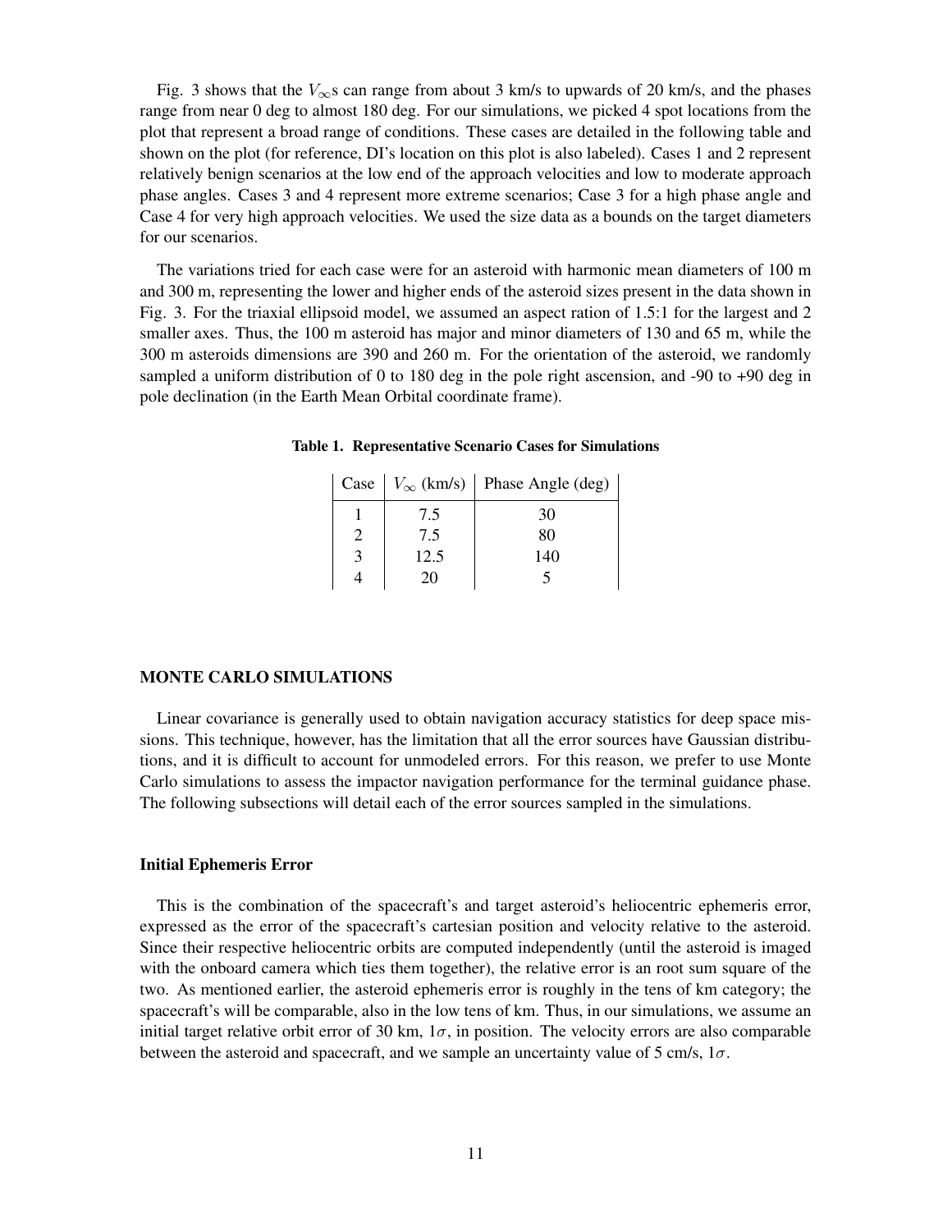Fig. 3 shows that the $V_\infty$s can range from about 3 km/s to upwards of 20 km/s, and the phases range from near 0 deg to almost 180 deg. For our simulations, we picked 4 spot locations from the plot that represent a broad range of conditions. These cases are detailed in the following table and shown on the plot (for reference, DI's location on this plot is also labeled). Cases 1 and 2 represent relatively benign scenarios at the low end of the approach velocities and low to moderate approach phase angles. Cases 3 and 4 represent more extreme scenarios; Case 3 for a high phase angle and Case 4 for very high approach velocities. We used the size data as a bounds on the target diameters for our scenarios.

The variations tried for each case were for an asteroid with harmonic mean diameters of 100 m and 300 m, representing the lower and higher ends of the asteroid sizes present in the data shown in Fig. 3. For the triaxial ellipsoid model, we assumed an aspect ration of 1.5:1 for the largest and 2 smaller axes. Thus, the 100 m asteroid has major and minor diameters of 130 and 65 m, while the 300 m asteroids dimensions are 390 and 260 m. For the orientation of the asteroid, we randomly sampled a uniform distribution of 0 to 180 deg in the pole right ascension, and -90 to +90 deg in pole declination (in the Earth Mean Orbital coordinate frame).

**Table 1. Representative Scenario Cases for Simulations**

| Case | $V_\infty$ (km/s) | Phase Angle (deg) |
|---|---|---|
| 1 | 7.5 | 30 |
| 2 | 7.5 | 80 |
| 3 | 12.5 | 140 |
| 4 | 20 | 5 |

## MONTE CARLO SIMULATIONS

Linear covariance is generally used to obtain navigation accuracy statistics for deep space missions. This technique, however, has the limitation that all the error sources have Gaussian distributions, and it is difficult to account for unmodeled errors. For this reason, we prefer to use Monte Carlo simulations to assess the impactor navigation performance for the terminal guidance phase. The following subsections will detail each of the error sources sampled in the simulations.

### Initial Ephemeris Error

This is the combination of the spacecraft's and target asteroid's heliocentric ephemeris error, expressed as the error of the spacecraft's cartesian position and velocity relative to the asteroid. Since their respective heliocentric orbits are computed independently (until the asteroid is imaged with the onboard camera which ties them together), the relative error is an root sum square of the two. As mentioned earlier, the asteroid ephemeris error is roughly in the tens of km category; the spacecraft's will be comparable, also in the low tens of km. Thus, in our simulations, we assume an initial target relative orbit error of 30 km, $1\sigma$, in position. The velocity errors are also comparable between the asteroid and spacecraft, and we sample an uncertainty value of 5 cm/s, $1\sigma$.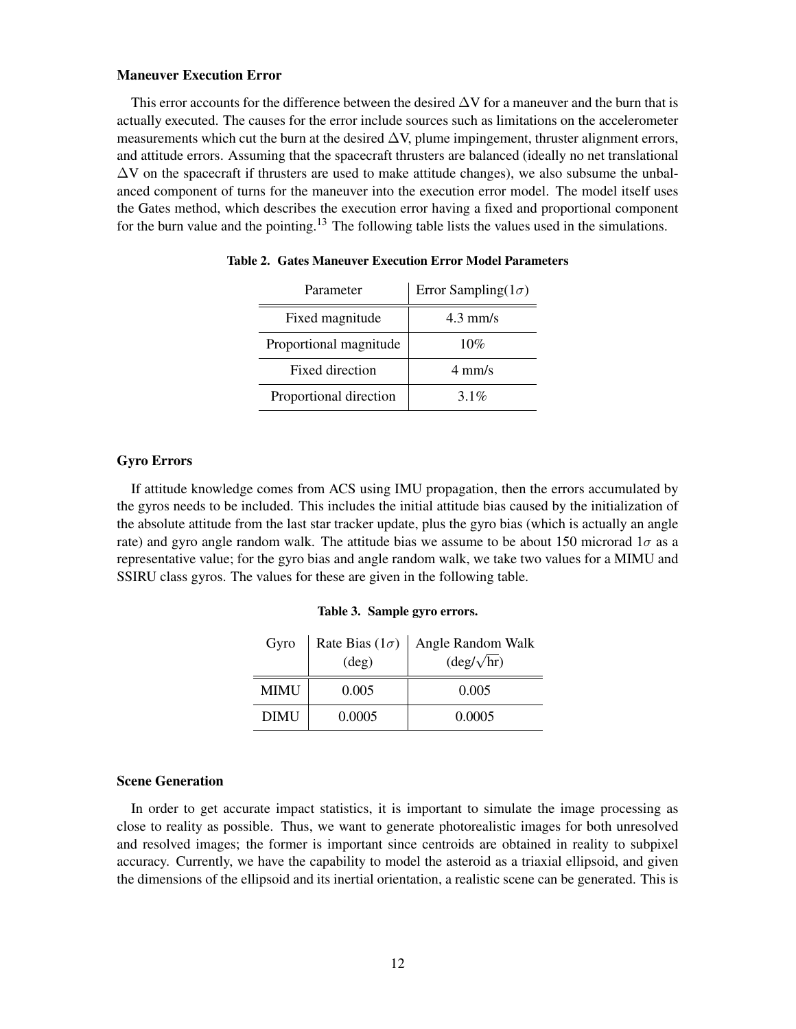### Maneuver Execution Error

This error accounts for the difference between the desired $\Delta$V for a maneuver and the burn that is actually executed. The causes for the error include sources such as limitations on the accelerometer measurements which cut the burn at the desired $\Delta$V, plume impingement, thruster alignment errors, and attitude errors. Assuming that the spacecraft thrusters are balanced (ideally no net translational $\Delta$V on the spacecraft if thrusters are used to make attitude changes), we also subsume the unbalanced component of turns for the maneuver into the execution error model. The model itself uses the Gates method, which describes the execution error having a fixed and proportional component for the burn value and the pointing.[13] The following table lists the values used in the simulations.

**Table 2. Gates Maneuver Execution Error Model Parameters**

| Parameter | Error Sampling($1\sigma$) |
|---|---|
| Fixed magnitude | 4.3 mm/s |
| Proportional magnitude | 10% |
| Fixed direction | 4 mm/s |
| Proportional direction | 3.1% |

### Gyro Errors

If attitude knowledge comes from ACS using IMU propagation, then the errors accumulated by the gyros needs to be included. This includes the initial attitude bias caused by the initialization of the absolute attitude from the last star tracker update, plus the gyro bias (which is actually an angle rate) and gyro angle random walk. The attitude bias we assume to be about 150 microrad $1\sigma$ as a representative value; for the gyro bias and angle random walk, we take two values for a MIMU and SSIRU class gyros. The values for these are given in the following table.

**Table 3. Sample gyro errors.**

| Gyro | Rate Bias ($1\sigma$) (deg) | Angle Random Walk (deg/$\sqrt{\text{hr}}$) |
|---|---|---|
| **MIMU** | 0.005 | 0.005 |
| **DIMU** | 0.0005 | 0.0005 |

### Scene Generation

In order to get accurate impact statistics, it is important to simulate the image processing as close to reality as possible. Thus, we want to generate photorealistic images for both unresolved and resolved images; the former is important since centroids are obtained in reality to subpixel accuracy. Currently, we have the capability to model the asteroid as a triaxial ellipsoid, and given the dimensions of the ellipsoid and its inertial orientation, a realistic scene can be generated. This is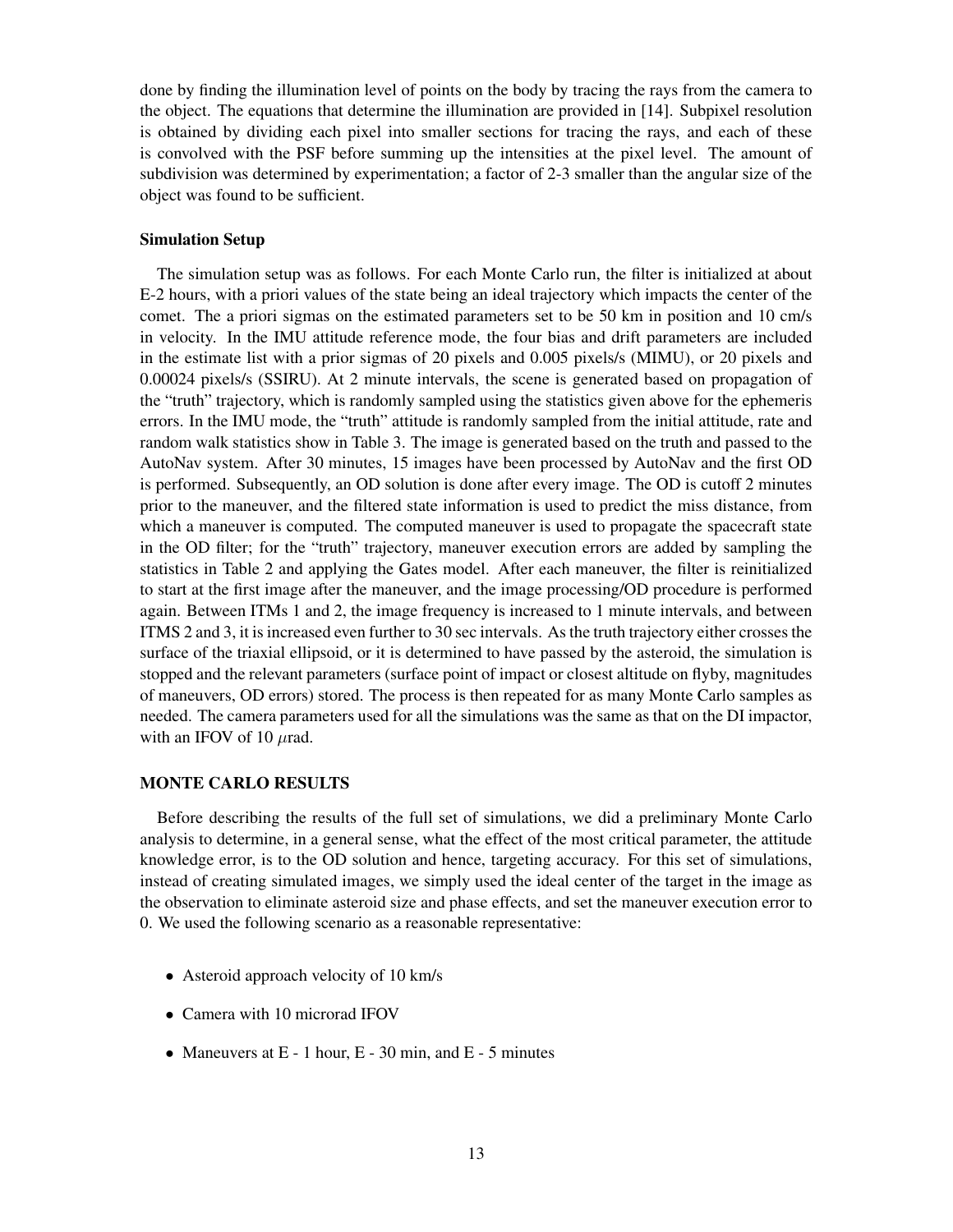done by finding the illumination level of points on the body by tracing the rays from the camera to the object. The equations that determine the illumination are provided in [14]. Subpixel resolution is obtained by dividing each pixel into smaller sections for tracing the rays, and each of these is convolved with the PSF before summing up the intensities at the pixel level. The amount of subdivision was determined by experimentation; a factor of 2-3 smaller than the angular size of the object was found to be sufficient.

### Simulation Setup

The simulation setup was as follows. For each Monte Carlo run, the filter is initialized at about E-2 hours, with a priori values of the state being an ideal trajectory which impacts the center of the comet. The a priori sigmas on the estimated parameters set to be 50 km in position and 10 cm/s in velocity. In the IMU attitude reference mode, the four bias and drift parameters are included in the estimate list with a prior sigmas of 20 pixels and 0.005 pixels/s (MIMU), or 20 pixels and 0.00024 pixels/s (SSIRU). At 2 minute intervals, the scene is generated based on propagation of the "truth" trajectory, which is randomly sampled using the statistics given above for the ephemeris errors. In the IMU mode, the "truth" attitude is randomly sampled from the initial attitude, rate and random walk statistics show in Table 3. The image is generated based on the truth and passed to the AutoNav system. After 30 minutes, 15 images have been processed by AutoNav and the first OD is performed. Subsequently, an OD solution is done after every image. The OD is cutoff 2 minutes prior to the maneuver, and the filtered state information is used to predict the miss distance, from which a maneuver is computed. The computed maneuver is used to propagate the spacecraft state in the OD filter; for the "truth" trajectory, maneuver execution errors are added by sampling the statistics in Table 2 and applying the Gates model. After each maneuver, the filter is reinitialized to start at the first image after the maneuver, and the image processing/OD procedure is performed again. Between ITMs 1 and 2, the image frequency is increased to 1 minute intervals, and between ITMS 2 and 3, it is increased even further to 30 sec intervals. As the truth trajectory either crosses the surface of the triaxial ellipsoid, or it is determined to have passed by the asteroid, the simulation is stopped and the relevant parameters (surface point of impact or closest altitude on flyby, magnitudes of maneuvers, OD errors) stored. The process is then repeated for as many Monte Carlo samples as needed. The camera parameters used for all the simulations was the same as that on the DI impactor, with an IFOV of 10 $\mu$rad.

## MONTE CARLO RESULTS

Before describing the results of the full set of simulations, we did a preliminary Monte Carlo analysis to determine, in a general sense, what the effect of the most critical parameter, the attitude knowledge error, is to the OD solution and hence, targeting accuracy. For this set of simulations, instead of creating simulated images, we simply used the ideal center of the target in the image as the observation to eliminate asteroid size and phase effects, and set the maneuver execution error to 0. We used the following scenario as a reasonable representative:

- Asteroid approach velocity of 10 km/s
- Camera with 10 microrad IFOV
- Maneuvers at E - 1 hour, E - 30 min, and E - 5 minutes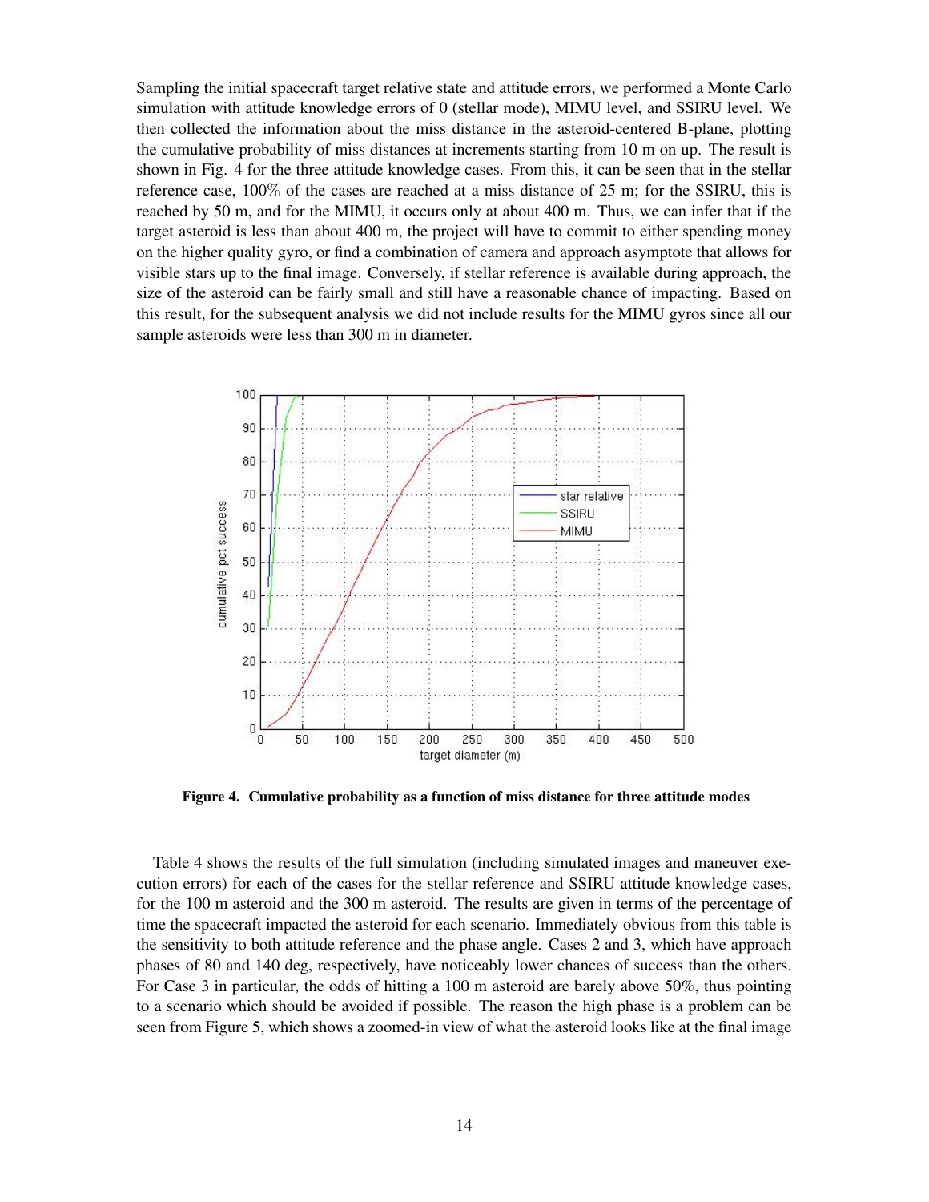Sampling the initial spacecraft target relative state and attitude errors, we performed a Monte Carlo simulation with attitude knowledge errors of 0 (stellar mode), MIMU level, and SSIRU level. We then collected the information about the miss distance in the asteroid-centered B-plane, plotting the cumulative probability of miss distances at increments starting from 10 m on up. The result is shown in Fig. 4 for the three attitude knowledge cases. From this, it can be seen that in the stellar reference case, 100% of the cases are reached at a miss distance of 25 m; for the SSIRU, this is reached by 50 m, and for the MIMU, it occurs only at about 400 m. Thus, we can infer that if the target asteroid is less than about 400 m, the project will have to commit to either spending money on the higher quality gyro, or find a combination of camera and approach asymptote that allows for visible stars up to the final image. Conversely, if stellar reference is available during approach, the size of the asteroid can be fairly small and still have a reasonable chance of impacting. Based on this result, for the subsequent analysis we did not include results for the MIMU gyros since all our sample asteroids were less than 300 m in diameter.

**Figure 4. Cumulative probability as a function of miss distance for three attitude modes**

Table 4 shows the results of the full simulation (including simulated images and maneuver execution errors) for each of the cases for the stellar reference and SSIRU attitude knowledge cases, for the 100 m asteroid and the 300 m asteroid. The results are given in terms of the percentage of time the spacecraft impacted the asteroid for each scenario. Immediately obvious from this table is the sensitivity to both attitude reference and the phase angle. Cases 2 and 3, which have approach phases of 80 and 140 deg, respectively, have noticeably lower chances of success than the others. For Case 3 in particular, the odds of hitting a 100 m asteroid are barely above 50%, thus pointing to a scenario which should be avoided if possible. The reason the high phase is a problem can be seen from Figure 5, which shows a zoomed-in view of what the asteroid looks like at the final image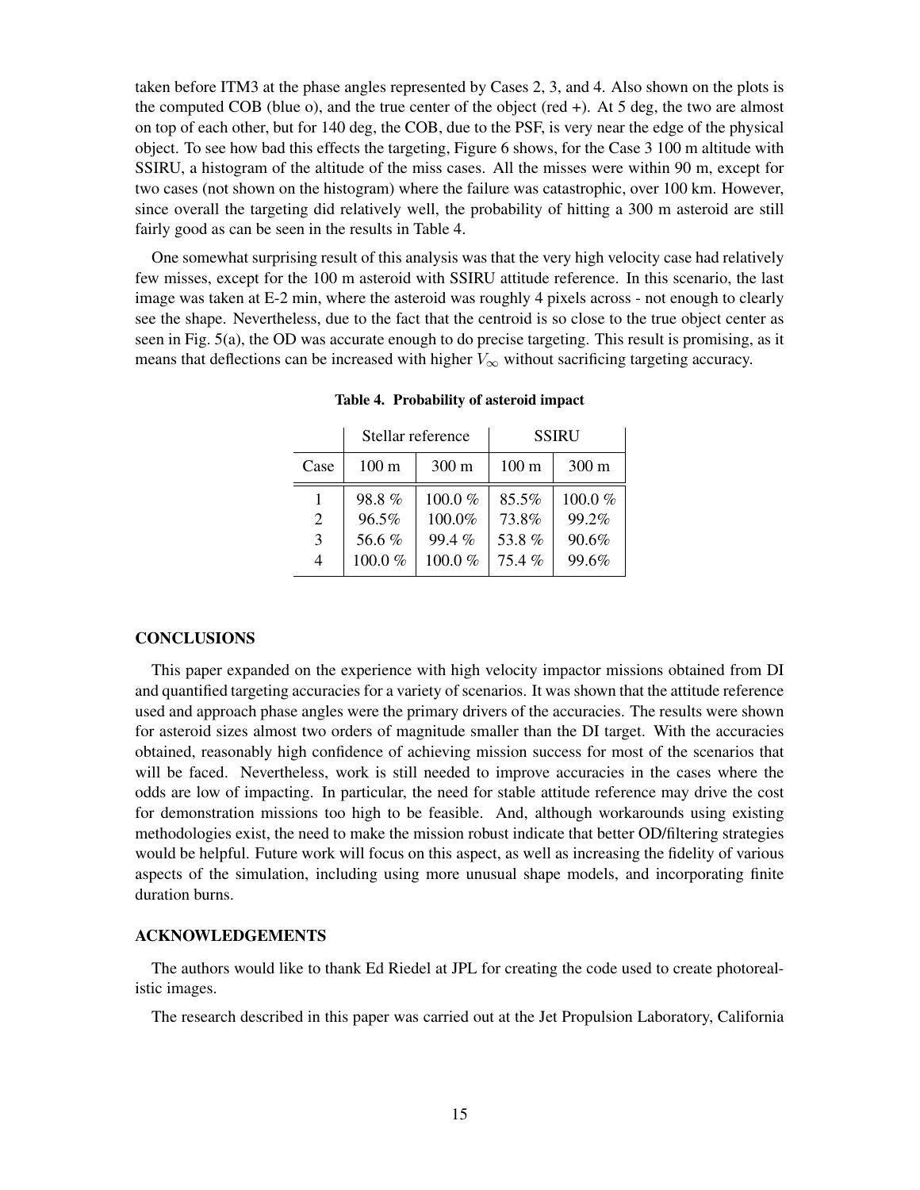taken before ITM3 at the phase angles represented by Cases 2, 3, and 4. Also shown on the plots is the computed COB (blue o), and the true center of the object (red +). At 5 deg, the two are almost on top of each other, but for 140 deg, the COB, due to the PSF, is very near the edge of the physical object. To see how bad this effects the targeting, Figure 6 shows, for the Case 3 100 m altitude with SSIRU, a histogram of the altitude of the miss cases. All the misses were within 90 m, except for two cases (not shown on the histogram) where the failure was catastrophic, over 100 km. However, since overall the targeting did relatively well, the probability of hitting a 300 m asteroid are still fairly good as can be seen in the results in Table 4.

One somewhat surprising result of this analysis was that the very high velocity case had relatively few misses, except for the 100 m asteroid with SSIRU attitude reference. In this scenario, the last image was taken at E-2 min, where the asteroid was roughly 4 pixels across - not enough to clearly see the shape. Nevertheless, due to the fact that the centroid is so close to the true object center as seen in Fig. 5(a), the OD was accurate enough to do precise targeting. This result is promising, as it means that deflections can be increased with higher $V_\infty$ without sacrificing targeting accuracy.

**Table 4. Probability of asteroid impact**

| | Stellar reference | | SSIRU | |
|---|---|---|---|---|
| Case | 100 m | 300 m | 100 m | 300 m |
| 1 | 98.8 % | 100.0 % | 85.5% | 100.0 % |
| 2 | 96.5% | 100.0% | 73.8% | 99.2% |
| 3 | 56.6 % | 99.4 % | 53.8 % | 90.6% |
| 4 | 100.0 % | 100.0 % | 75.4 % | 99.6% |

## CONCLUSIONS

This paper expanded on the experience with high velocity impactor missions obtained from DI and quantified targeting accuracies for a variety of scenarios. It was shown that the attitude reference used and approach phase angles were the primary drivers of the accuracies. The results were shown for asteroid sizes almost two orders of magnitude smaller than the DI target. With the accuracies obtained, reasonably high confidence of achieving mission success for most of the scenarios that will be faced. Nevertheless, work is still needed to improve accuracies in the cases where the odds are low of impacting. In particular, the need for stable attitude reference may drive the cost for demonstration missions too high to be feasible. And, although workarounds using existing methodologies exist, the need to make the mission robust indicate that better OD/filtering strategies would be helpful. Future work will focus on this aspect, as well as increasing the fidelity of various aspects of the simulation, including using more unusual shape models, and incorporating finite duration burns.

## ACKNOWLEDGEMENTS

The authors would like to thank Ed Riedel at JPL for creating the code used to create photorealistic images.

The research described in this paper was carried out at the Jet Propulsion Laboratory, California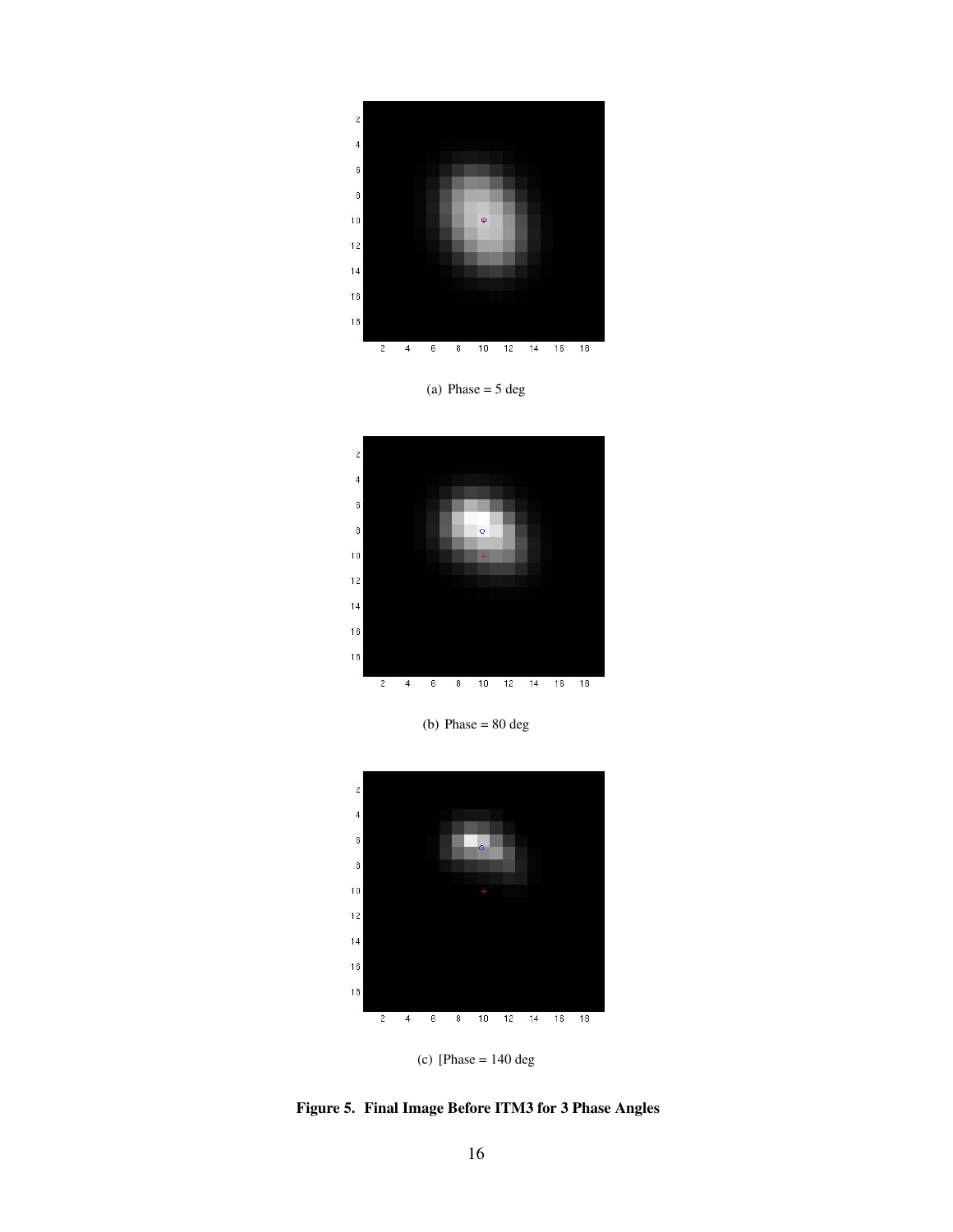(a) Phase = 5 deg

(b) Phase = 80 deg

(c) [Phase = 140 deg

**Figure 5. Final Image Before ITM3 for 3 Phase Angles**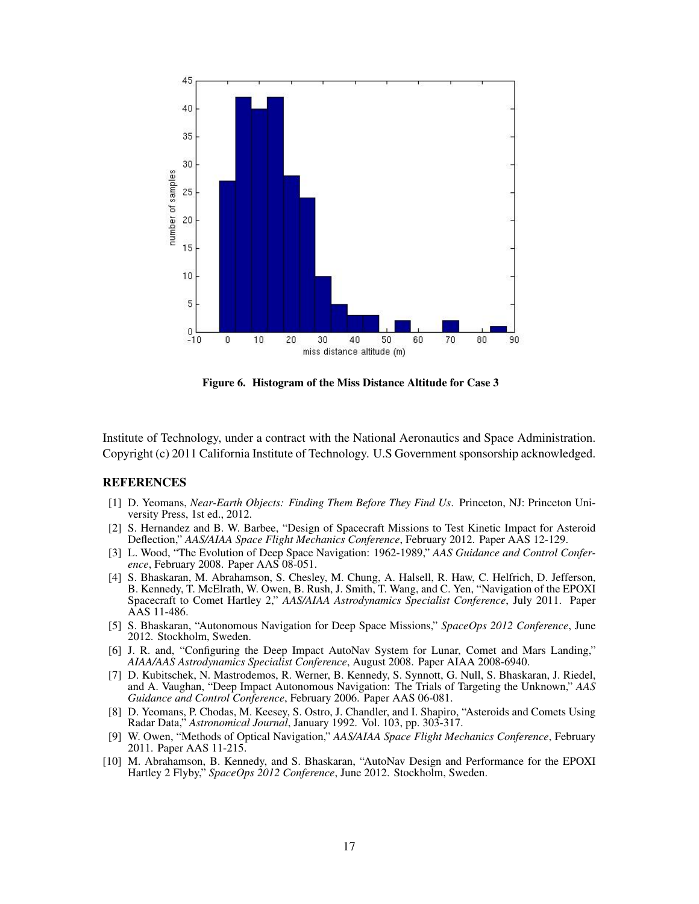Figure 6. Histogram of the Miss Distance Altitude for Case 3

Institute of Technology, under a contract with the National Aeronautics and Space Administration. Copyright (c) 2011 California Institute of Technology. U.S Government sponsorship acknowledged.

## REFERENCES

[1] D. Yeomans, *Near-Earth Objects: Finding Them Before They Find Us*. Princeton, NJ: Princeton University Press, 1st ed., 2012.

[2] S. Hernandez and B. W. Barbee, "Design of Spacecraft Missions to Test Kinetic Impact for Asteroid Deflection," *AAS/AIAA Space Flight Mechanics Conference*, February 2012. Paper AAS 12-129.

[3] L. Wood, "The Evolution of Deep Space Navigation: 1962-1989," *AAS Guidance and Control Conference*, February 2008. Paper AAS 08-051.

[4] S. Bhaskaran, M. Abrahamson, S. Chesley, M. Chung, A. Halsell, R. Haw, C. Helfrich, D. Jefferson, B. Kennedy, T. McElrath, W. Owen, B. Rush, J. Smith, T. Wang, and C. Yen, "Navigation of the EPOXI Spacecraft to Comet Hartley 2," *AAS/AIAA Astrodynamics Specialist Conference*, July 2011. Paper AAS 11-486.

[5] S. Bhaskaran, "Autonomous Navigation for Deep Space Missions," *SpaceOps 2012 Conference*, June 2012. Stockholm, Sweden.

[6] J. R. and, "Configuring the Deep Impact AutoNav System for Lunar, Comet and Mars Landing," *AIAA/AAS Astrodynamics Specialist Conference*, August 2008. Paper AIAA 2008-6940.

[7] D. Kubitschek, N. Mastrodemos, R. Werner, B. Kennedy, S. Synnott, G. Null, S. Bhaskaran, J. Riedel, and A. Vaughan, "Deep Impact Autonomous Navigation: The Trials of Targeting the Unknown," *AAS Guidance and Control Conference*, February 2006. Paper AAS 06-081.

[8] D. Yeomans, P. Chodas, M. Keesey, S. Ostro, J. Chandler, and I. Shapiro, "Asteroids and Comets Using Radar Data," *Astronomical Journal*, January 1992. Vol. 103, pp. 303-317.

[9] W. Owen, "Methods of Optical Navigation," *AAS/AIAA Space Flight Mechanics Conference*, February 2011. Paper AAS 11-215.

[10] M. Abrahamson, B. Kennedy, and S. Bhaskaran, "AutoNav Design and Performance for the EPOXI Hartley 2 Flyby," *SpaceOps 2012 Conference*, June 2012. Stockholm, Sweden.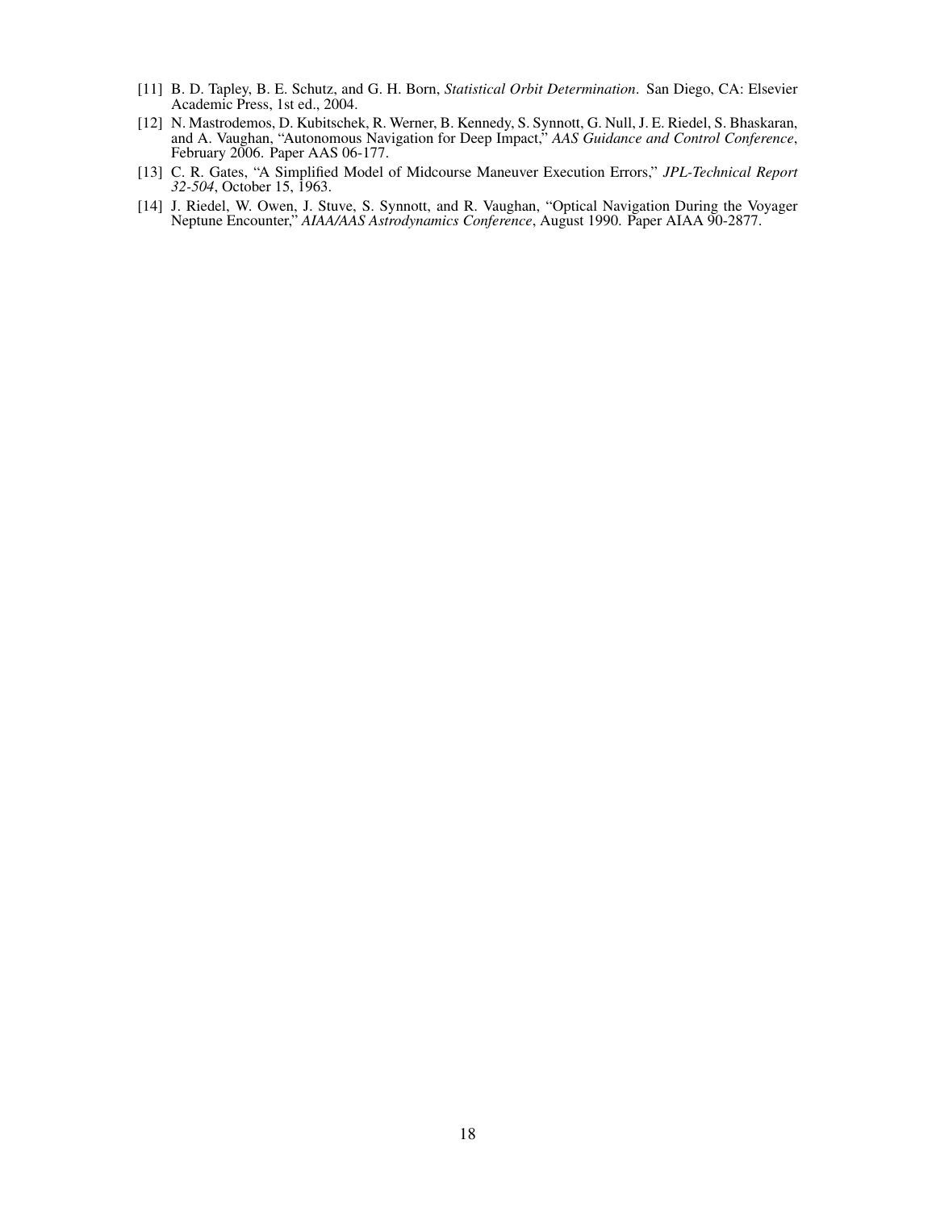[11] B. D. Tapley, B. E. Schutz, and G. H. Born, *Statistical Orbit Determination*. San Diego, CA: Elsevier Academic Press, 1st ed., 2004.

[12] N. Mastrodemos, D. Kubitschek, R. Werner, B. Kennedy, S. Synnott, G. Null, J. E. Riedel, S. Bhaskaran, and A. Vaughan, "Autonomous Navigation for Deep Impact," *AAS Guidance and Control Conference*, February 2006. Paper AAS 06-177.

[13] C. R. Gates, "A Simplified Model of Midcourse Maneuver Execution Errors," *JPL-Technical Report 32-504*, October 15, 1963.

[14] J. Riedel, W. Owen, J. Stuve, S. Synnott, and R. Vaughan, "Optical Navigation During the Voyager Neptune Encounter," *AIAA/AAS Astrodynamics Conference*, August 1990. Paper AIAA 90-2877.